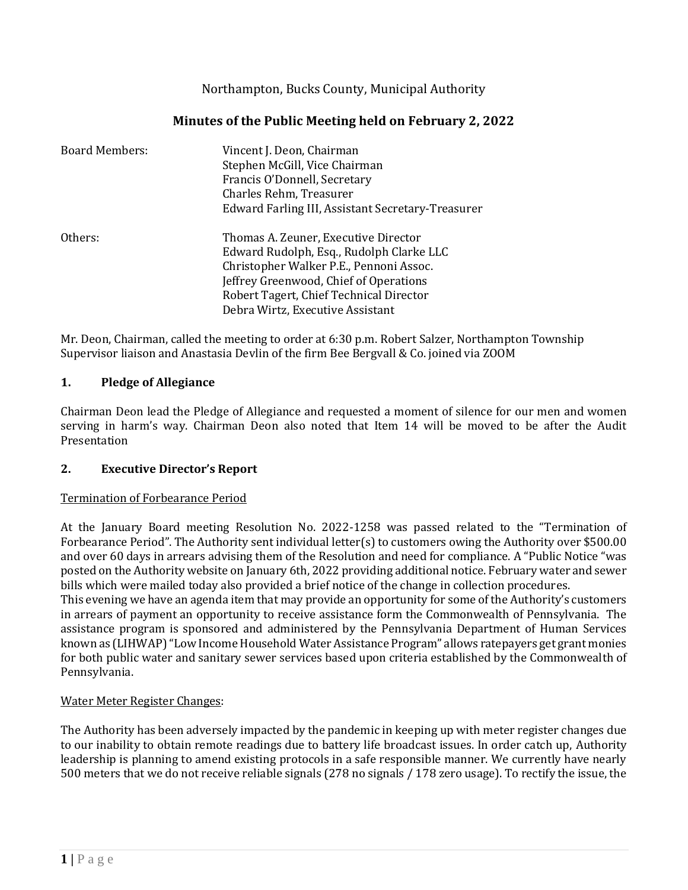Northampton, Bucks County, Municipal Authority

# Minutes of the Public Meeting held on February 2, 2022

| | |
|---|---|
| Board Members: | Vincent J. Deon, Chairman<br>Stephen McGill, Vice Chairman<br>Francis O'Donnell, Secretary<br>Charles Rehm, Treasurer<br>Edward Farling III, Assistant Secretary-Treasurer |
| Others: | Thomas A. Zeuner, Executive Director<br>Edward Rudolph, Esq., Rudolph Clarke LLC<br>Christopher Walker P.E., Pennoni Assoc.<br>Jeffrey Greenwood, Chief of Operations<br>Robert Tagert, Chief Technical Director<br>Debra Wirtz, Executive Assistant |

Mr. Deon, Chairman, called the meeting to order at 6:30 p.m. Robert Salzer, Northampton Township Supervisor liaison and Anastasia Devlin of the firm Bee Bergvall & Co. joined via ZOOM

## 1. Pledge of Allegiance

Chairman Deon lead the Pledge of Allegiance and requested a moment of silence for our men and women serving in harm's way. Chairman Deon also noted that Item 14 will be moved to be after the Audit Presentation

## 2. Executive Director's Report

Termination of Forbearance Period

At the January Board meeting Resolution No. 2022-1258 was passed related to the "Termination of Forbearance Period". The Authority sent individual letter(s) to customers owing the Authority over $500.00 and over 60 days in arrears advising them of the Resolution and need for compliance. A "Public Notice "was posted on the Authority website on January 6th, 2022 providing additional notice. February water and sewer bills which were mailed today also provided a brief notice of the change in collection procedures.

This evening we have an agenda item that may provide an opportunity for some of the Authority's customers in arrears of payment an opportunity to receive assistance form the Commonwealth of Pennsylvania. The assistance program is sponsored and administered by the Pennsylvania Department of Human Services known as (LIHWAP) "Low Income Household Water Assistance Program" allows ratepayers get grant monies for both public water and sanitary sewer services based upon criteria established by the Commonwealth of Pennsylvania.

Water Meter Register Changes:

The Authority has been adversely impacted by the pandemic in keeping up with meter register changes due to our inability to obtain remote readings due to battery life broadcast issues. In order catch up, Authority leadership is planning to amend existing protocols in a safe responsible manner. We currently have nearly 500 meters that we do not receive reliable signals (278 no signals / 178 zero usage). To rectify the issue, the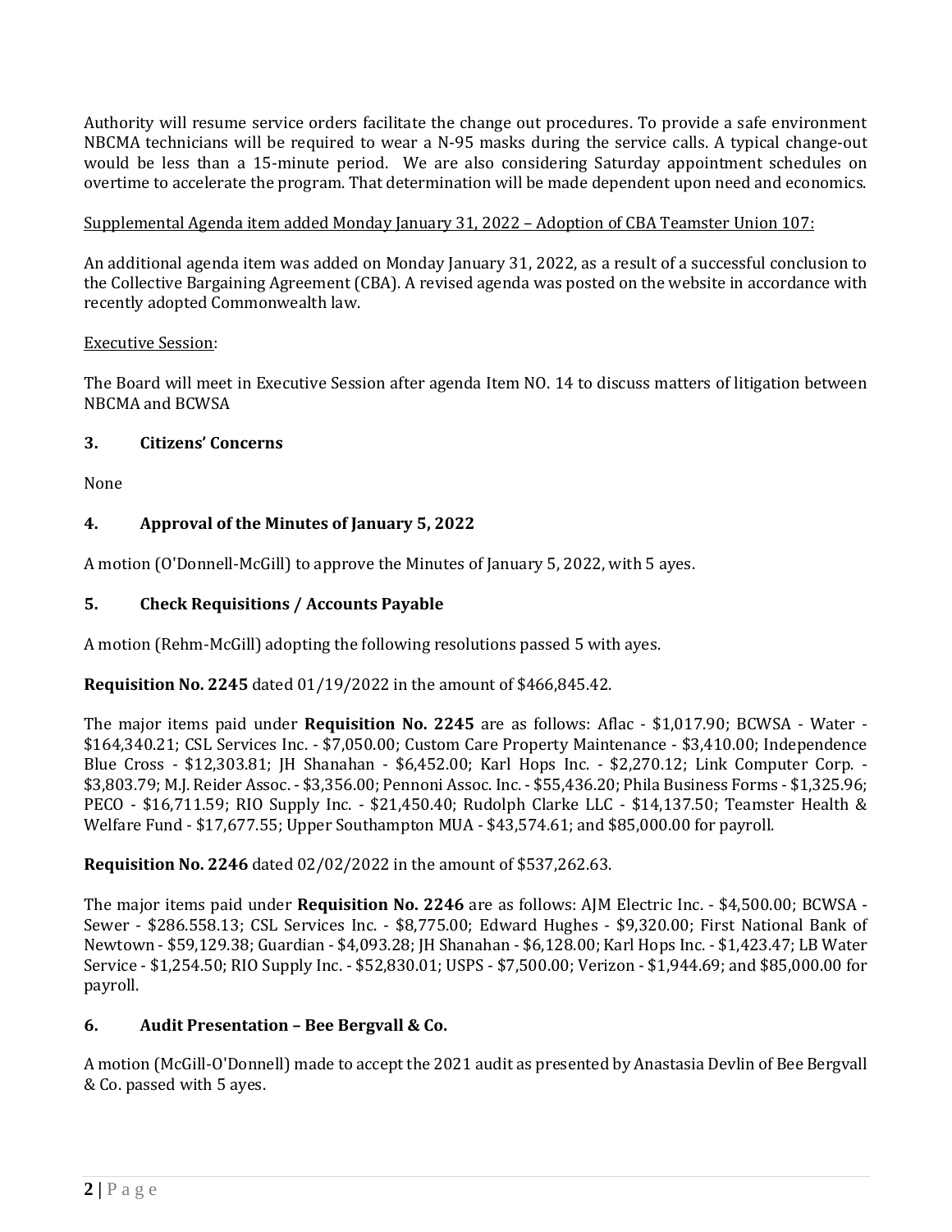Authority will resume service orders facilitate the change out procedures. To provide a safe environment NBCMA technicians will be required to wear a N-95 masks during the service calls. A typical change-out would be less than a 15-minute period. We are also considering Saturday appointment schedules on overtime to accelerate the program. That determination will be made dependent upon need and economics.

Supplemental Agenda item added Monday January 31, 2022 – Adoption of CBA Teamster Union 107:

An additional agenda item was added on Monday January 31, 2022, as a result of a successful conclusion to the Collective Bargaining Agreement (CBA). A revised agenda was posted on the website in accordance with recently adopted Commonwealth law.

Executive Session:

The Board will meet in Executive Session after agenda Item NO. 14 to discuss matters of litigation between NBCMA and BCWSA

## 3. Citizens' Concerns

None

## 4. Approval of the Minutes of January 5, 2022

A motion (O'Donnell-McGill) to approve the Minutes of January 5, 2022, with 5 ayes.

## 5. Check Requisitions / Accounts Payable

A motion (Rehm-McGill) adopting the following resolutions passed 5 with ayes.

**Requisition No. 2245** dated 01/19/2022 in the amount of $466,845.42.

The major items paid under **Requisition No. 2245** are as follows: Aflac - $1,017.90; BCWSA - Water - $164,340.21; CSL Services Inc. - $7,050.00; Custom Care Property Maintenance - $3,410.00; Independence Blue Cross - $12,303.81; JH Shanahan - $6,452.00; Karl Hops Inc. - $2,270.12; Link Computer Corp. - $3,803.79; M.J. Reider Assoc. - $3,356.00; Pennoni Assoc. Inc. - $55,436.20; Phila Business Forms - $1,325.96; PECO - $16,711.59; RIO Supply Inc. - $21,450.40; Rudolph Clarke LLC - $14,137.50; Teamster Health & Welfare Fund - $17,677.55; Upper Southampton MUA - $43,574.61; and $85,000.00 for payroll.

**Requisition No. 2246** dated 02/02/2022 in the amount of $537,262.63.

The major items paid under **Requisition No. 2246** are as follows: AJM Electric Inc. - $4,500.00; BCWSA - Sewer - $286.558.13; CSL Services Inc. - $8,775.00; Edward Hughes - $9,320.00; First National Bank of Newtown - $59,129.38; Guardian - $4,093.28; JH Shanahan - $6,128.00; Karl Hops Inc. - $1,423.47; LB Water Service - $1,254.50; RIO Supply Inc. - $52,830.01; USPS - $7,500.00; Verizon - $1,944.69; and $85,000.00 for payroll.

## 6. Audit Presentation – Bee Bergvall & Co.

A motion (McGill-O'Donnell) made to accept the 2021 audit as presented by Anastasia Devlin of Bee Bergvall & Co. passed with 5 ayes.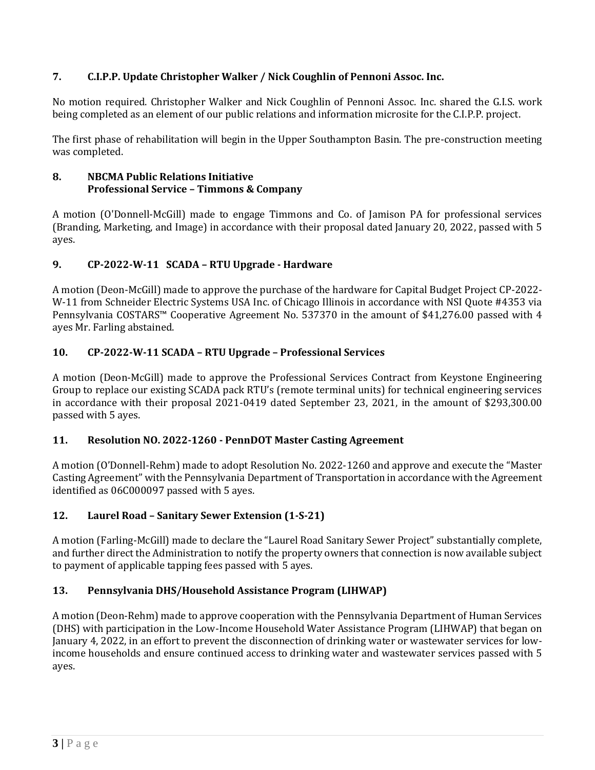### 7. C.I.P.P. Update Christopher Walker / Nick Coughlin of Pennoni Assoc. Inc.

No motion required. Christopher Walker and Nick Coughlin of Pennoni Assoc. Inc. shared the G.I.S. work being completed as an element of our public relations and information microsite for the C.I.P.P. project.

The first phase of rehabilitation will begin in the Upper Southampton Basin. The pre-construction meeting was completed.

### 8. NBCMA Public Relations Initiative
### Professional Service – Timmons & Company

A motion (O'Donnell-McGill) made to engage Timmons and Co. of Jamison PA for professional services (Branding, Marketing, and Image) in accordance with their proposal dated January 20, 2022, passed with 5 ayes.

### 9. CP-2022-W-11 SCADA – RTU Upgrade - Hardware

A motion (Deon-McGill) made to approve the purchase of the hardware for Capital Budget Project CP-2022-W-11 from Schneider Electric Systems USA Inc. of Chicago Illinois in accordance with NSI Quote #4353 via Pennsylvania COSTARS™ Cooperative Agreement No. 537370 in the amount of $41,276.00 passed with 4 ayes Mr. Farling abstained.

### 10. CP-2022-W-11 SCADA – RTU Upgrade – Professional Services

A motion (Deon-McGill) made to approve the Professional Services Contract from Keystone Engineering Group to replace our existing SCADA pack RTU's (remote terminal units) for technical engineering services in accordance with their proposal 2021-0419 dated September 23, 2021, in the amount of $293,300.00 passed with 5 ayes.

### 11. Resolution NO. 2022-1260 - PennDOT Master Casting Agreement

A motion (O'Donnell-Rehm) made to adopt Resolution No. 2022-1260 and approve and execute the "Master Casting Agreement" with the Pennsylvania Department of Transportation in accordance with the Agreement identified as 06C000097 passed with 5 ayes.

### 12. Laurel Road – Sanitary Sewer Extension (1-S-21)

A motion (Farling-McGill) made to declare the "Laurel Road Sanitary Sewer Project" substantially complete, and further direct the Administration to notify the property owners that connection is now available subject to payment of applicable tapping fees passed with 5 ayes.

### 13. Pennsylvania DHS/Household Assistance Program (LIHWAP)

A motion (Deon-Rehm) made to approve cooperation with the Pennsylvania Department of Human Services (DHS) with participation in the Low-Income Household Water Assistance Program (LIHWAP) that began on January 4, 2022, in an effort to prevent the disconnection of drinking water or wastewater services for low-income households and ensure continued access to drinking water and wastewater services passed with 5 ayes.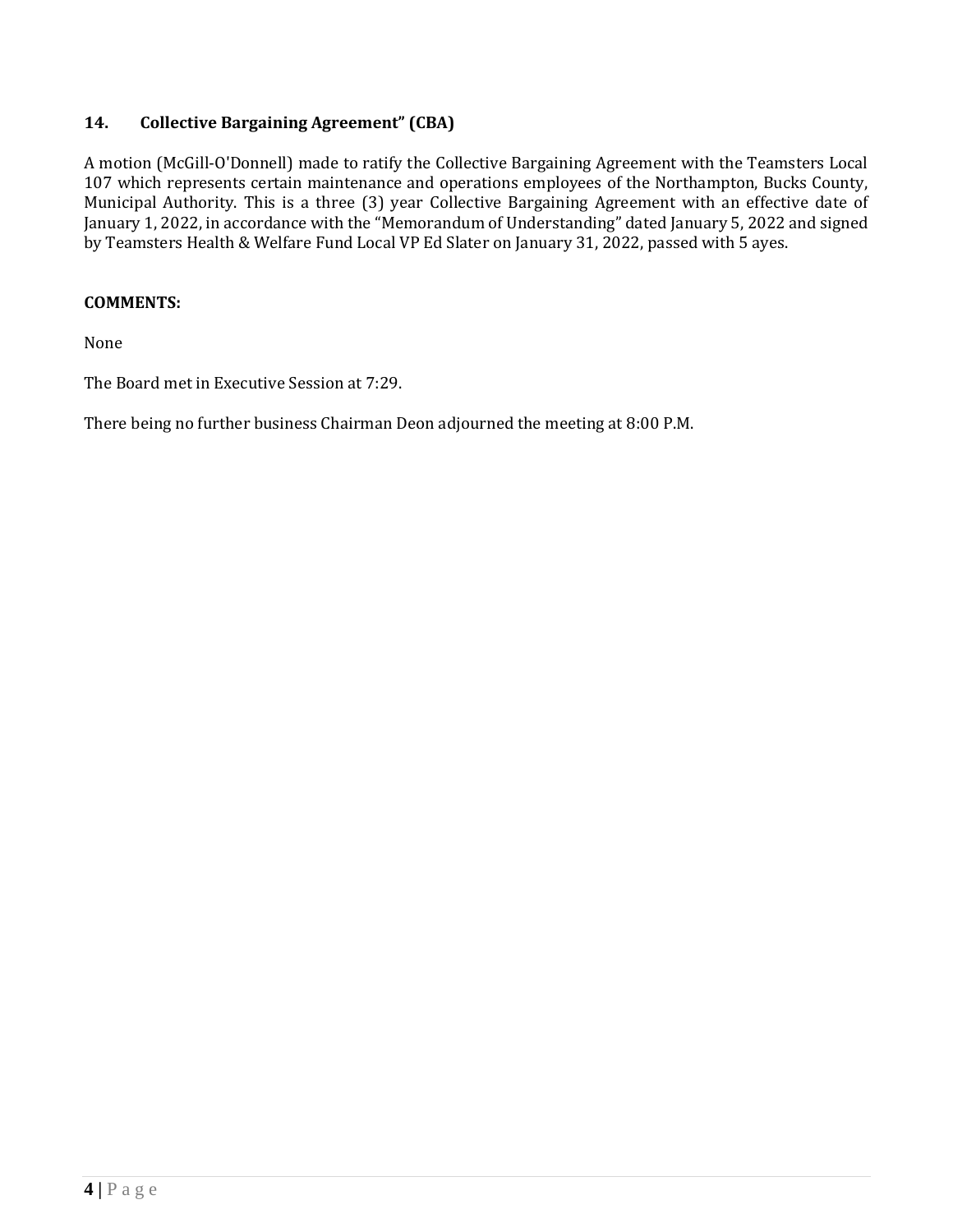## 14. Collective Bargaining Agreement" (CBA)

A motion (McGill-O'Donnell) made to ratify the Collective Bargaining Agreement with the Teamsters Local 107 which represents certain maintenance and operations employees of the Northampton, Bucks County, Municipal Authority. This is a three (3) year Collective Bargaining Agreement with an effective date of January 1, 2022, in accordance with the "Memorandum of Understanding" dated January 5, 2022 and signed by Teamsters Health & Welfare Fund Local VP Ed Slater on January 31, 2022, passed with 5 ayes.

**COMMENTS:**

None

The Board met in Executive Session at 7:29.

There being no further business Chairman Deon adjourned the meeting at 8:00 P.M.